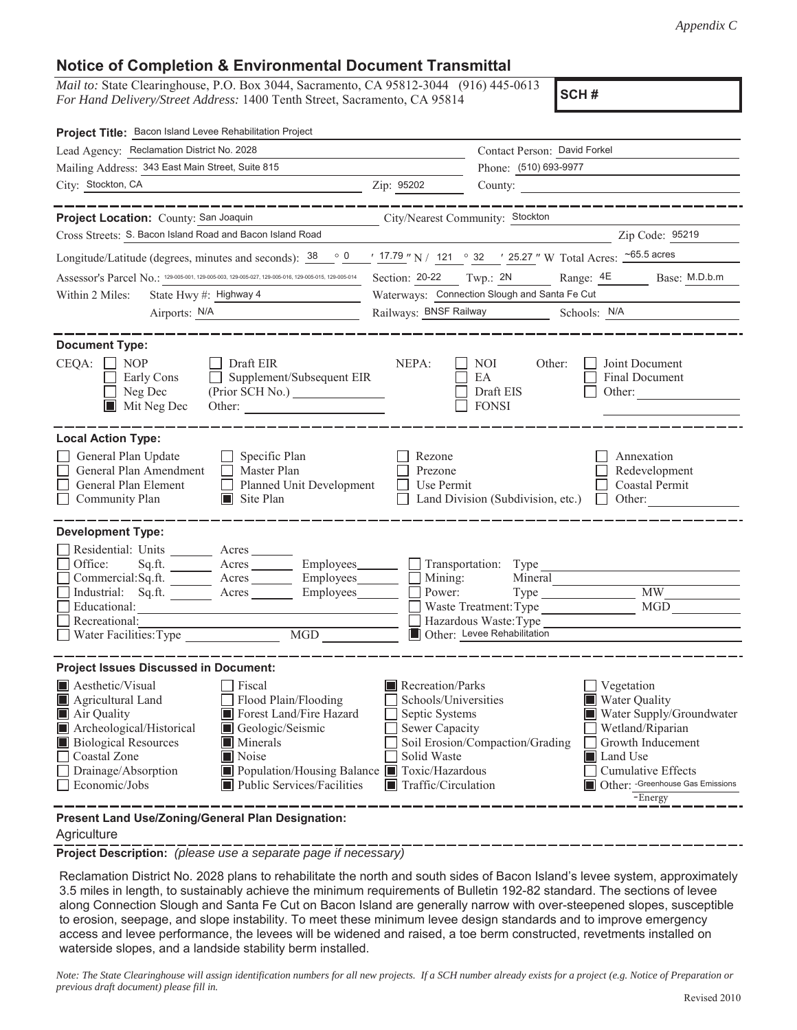*Appendix C*

# Notice of Completion & Environmental Document Transmittal

*Mail to:* State Clearinghouse, P.O. Box 3044, Sacramento, CA 95812-3044 (916) 445-0613
*For Hand Delivery/Street Address:* 1400 Tenth Street, Sacramento, CA 95814

**SCH #**

**Project Title:** Bacon Island Levee Rehabilitation Project

Lead Agency: Reclamation District No. 2028
Contact Person: David Forkel

Mailing Address: 343 East Main Street, Suite 815
Phone: (510) 693-9977

City: Stockton, CA  Zip: 95202  County:

---

**Project Location:** County: San Joaquin  City/Nearest Community: Stockton

Cross Streets: S. Bacon Island Road and Bacon Island Road  Zip Code: 95219

Longitude/Latitude (degrees, minutes and seconds): 38 ° 0 ′ 17.79 ″ N / 121 ° 32 ′ 25.27 ″ W  Total Acres: ~65.5 acres

Assessor's Parcel No.: 129-005-001, 129-005-003, 129-005-027, 129-005-016, 129-005-015, 129-005-014  Section: 20-22  Twp.: 2N  Range: 4E  Base: M.D.b.m

Within 2 Miles: State Hwy #: Highway 4  Waterways: Connection Slough and Santa Fe Cut

Airports: N/A  Railways: BNSF Railway  Schools: N/A

---

**Document Type:**

CEQA: ☐ NOP ☐ Early Cons ☐ Neg Dec ☒ Mit Neg Dec ☐ Draft EIR ☐ Supplement/Subsequent EIR (Prior SCH No.) ______ Other: ______

NEPA: ☐ NOI ☐ EA ☐ Draft EIS ☐ FONSI

Other: ☐ Joint Document ☐ Final Document ☐ Other: ______

---

**Local Action Type:**

☐ General Plan Update ☐ General Plan Amendment ☐ General Plan Element ☐ Community Plan ☐ Specific Plan ☐ Master Plan ☐ Planned Unit Development ☒ Site Plan ☐ Rezone ☐ Prezone ☐ Use Permit ☐ Land Division (Subdivision, etc.) ☐ Annexation ☐ Redevelopment ☐ Coastal Permit ☐ Other: ______

---

**Development Type:**

☐ Residential: Units ____ Acres ____
☐ Office: Sq.ft. ____ Acres ____ Employees ____
☐ Commercial: Sq.ft. ____ Acres ____ Employees ____
☐ Industrial: Sq.ft. ____ Acres ____ Employees ____
☐ Educational: ______
☐ Recreational: ______
☐ Water Facilities: Type ____ MGD ____
☐ Transportation: Type ______
☐ Mining: Mineral ______
☐ Power: Type ____ MW ____
☐ Waste Treatment: Type ____ MGD ____
☐ Hazardous Waste: Type ______
☒ Other: Levee Rehabilitation

---

**Project Issues Discussed in Document:**

☒ Aesthetic/Visual ☒ Agricultural Land ☒ Air Quality ☒ Archeological/Historical ☒ Biological Resources ☐ Coastal Zone ☐ Drainage/Absorption ☐ Economic/Jobs ☐ Fiscal ☐ Flood Plain/Flooding ☒ Forest Land/Fire Hazard ☒ Geologic/Seismic ☒ Minerals ☒ Noise ☒ Population/Housing Balance ☒ Public Services/Facilities ☒ Recreation/Parks ☐ Schools/Universities ☐ Septic Systems ☐ Sewer Capacity ☐ Soil Erosion/Compaction/Grading ☐ Solid Waste ☒ Toxic/Hazardous ☒ Traffic/Circulation ☐ Vegetation ☒ Water Quality ☒ Water Supply/Groundwater ☐ Wetland/Riparian ☐ Growth Inducement ☒ Land Use ☐ Cumulative Effects ☒ Other: -Greenhouse Gas Emissions -Energy

---

**Present Land Use/Zoning/General Plan Designation:**

Agriculture

**Project Description:** *(please use a separate page if necessary)*

Reclamation District No. 2028 plans to rehabilitate the north and south sides of Bacon Island's levee system, approximately 3.5 miles in length, to sustainably achieve the minimum requirements of Bulletin 192-82 standard. The sections of levee along Connection Slough and Santa Fe Cut on Bacon Island are generally narrow with over-steepened slopes, susceptible to erosion, seepage, and slope instability. To meet these minimum levee design standards and to improve emergency access and levee performance, the levees will be widened and raised, a toe berm constructed, revetments installed on waterside slopes, and a landside stability berm installed.

*Note: The State Clearinghouse will assign identification numbers for all new projects. If a SCH number already exists for a project (e.g. Notice of Preparation or previous draft document) please fill in.*

Revised 2010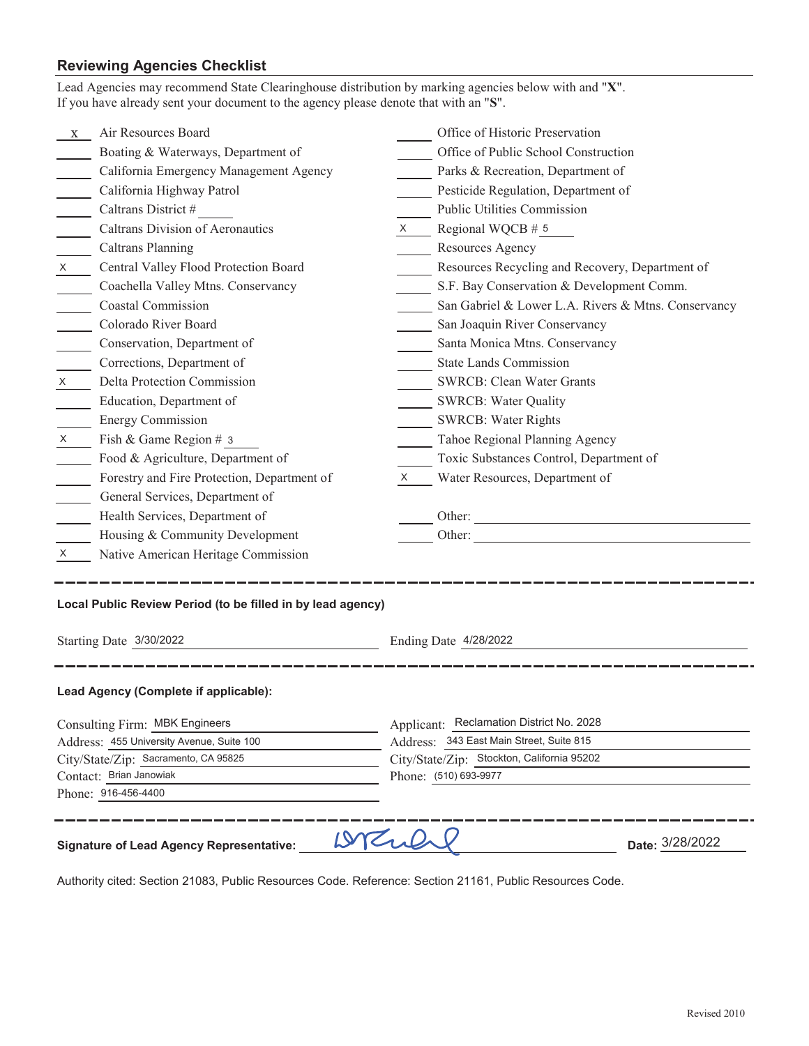## Reviewing Agencies Checklist

Lead Agencies may recommend State Clearinghouse distribution by marking agencies below with and "**X**".
If you have already sent your document to the agency please denote that with an "**S**".

| | | | |
|---|---|---|---|
| X | Air Resources Board | | Office of Historic Preservation |
| | Boating & Waterways, Department of | | Office of Public School Construction |
| | California Emergency Management Agency | | Parks & Recreation, Department of |
| | California Highway Patrol | | Pesticide Regulation, Department of |
| | Caltrans District # ____ | | Public Utilities Commission |
| | Caltrans Division of Aeronautics | X | Regional WQCB # 5 |
| | Caltrans Planning | | Resources Agency |
| X | Central Valley Flood Protection Board | | Resources Recycling and Recovery, Department of |
| | Coachella Valley Mtns. Conservancy | | S.F. Bay Conservation & Development Comm. |
| | Coastal Commission | | San Gabriel & Lower L.A. Rivers & Mtns. Conservancy |
| | Colorado River Board | | San Joaquin River Conservancy |
| | Conservation, Department of | | Santa Monica Mtns. Conservancy |
| | Corrections, Department of | | State Lands Commission |
| X | Delta Protection Commission | | SWRCB: Clean Water Grants |
| | Education, Department of | | SWRCB: Water Quality |
| | Energy Commission | | SWRCB: Water Rights |
| X | Fish & Game Region # 3 | | Tahoe Regional Planning Agency |
| | Food & Agriculture, Department of | | Toxic Substances Control, Department of |
| | Forestry and Fire Protection, Department of | X | Water Resources, Department of |
| | General Services, Department of | | |
| | Health Services, Department of | | Other: |
| | Housing & Community Development | | Other: |
| X | Native American Heritage Commission | | |

**Local Public Review Period (to be filled in by lead agency)**

Starting Date 3/30/2022 Ending Date 4/28/2022

**Lead Agency (Complete if applicable):**

Consulting Firm: MBK Engineers
Address: 455 University Avenue, Suite 100
City/State/Zip: Sacramento, CA 95825
Contact: Brian Janowiak
Phone: 916-456-4400

Applicant: Reclamation District No. 2028
Address: 343 East Main Street, Suite 815
City/State/Zip: Stockton, California 95202
Phone: (510) 693-9977

**Signature of Lead Agency Representative:** [signature] **Date:** 3/28/2022

Authority cited: Section 21083, Public Resources Code. Reference: Section 21161, Public Resources Code.

Revised 2010